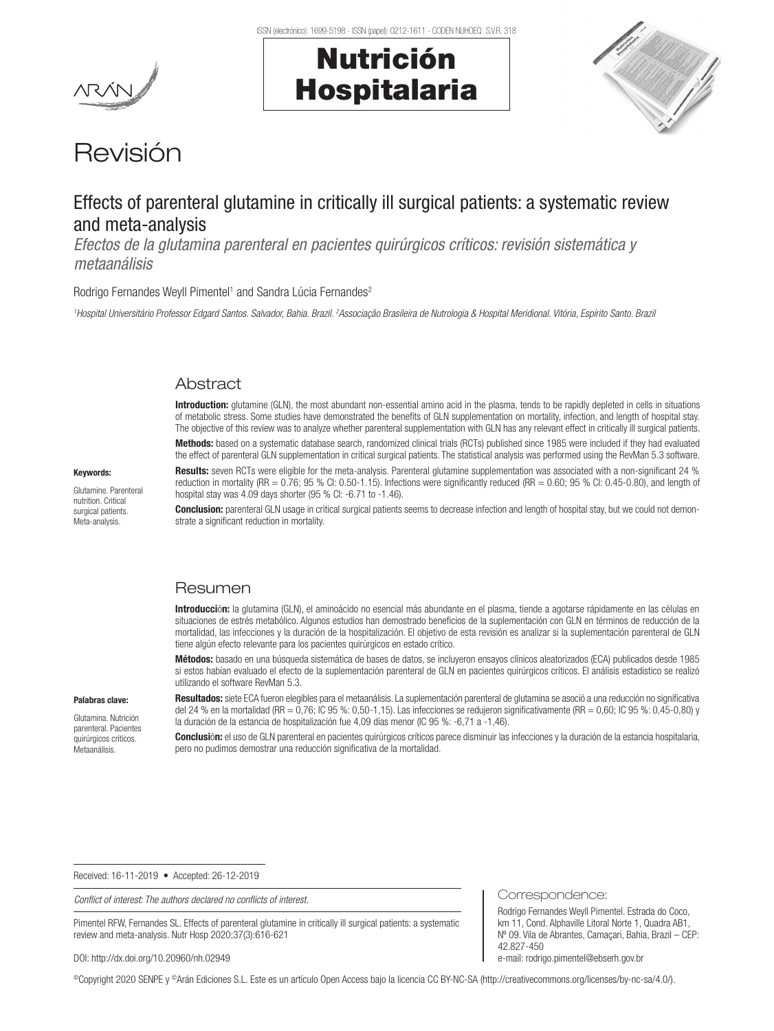# Revisión

## Effects of parenteral glutamine in critically ill surgical patients: a systematic review and meta-analysis

*Efectos de la glutamina parenteral en pacientes quirúrgicos críticos: revisión sistemática y metaanálisis*

Rodrigo Fernandes Weyll Pimentel[1] and Sandra Lúcia Fernandes[2]

[1]*Hospital Universitário Professor Edgard Santos. Salvador, Bahia. Brazil.* [2]*Associação Brasileira de Nutrologia & Hospital Meridional. Vitória, Espírito Santo. Brazil*

### Abstract

**Keywords:**

Glutamine. Parenteral nutrition. Critical surgical patients. Meta-analysis.

**Introduction:** glutamine (GLN), the most abundant non-essential amino acid in the plasma, tends to be rapidly depleted in cells in situations of metabolic stress. Some studies have demonstrated the benefits of GLN supplementation on mortality, infection, and length of hospital stay. The objective of this review was to analyze whether parenteral supplementation with GLN has any relevant effect in critically ill surgical patients.

**Methods:** based on a systematic database search, randomized clinical trials (RCTs) published since 1985 were included if they had evaluated the effect of parenteral GLN supplementation in critical surgical patients. The statistical analysis was performed using the RevMan 5.3 software.

**Results:** seven RCTs were eligible for the meta-analysis. Parenteral glutamine supplementation was associated with a non-significant 24 % reduction in mortality (RR = 0.76; 95 % CI: 0.50-1.15). Infections were significantly reduced (RR = 0.60; 95 % CI: 0.45-0.80), and length of hospital stay was 4.09 days shorter (95 % CI: -6.71 to -1.46).

**Conclusion:** parenteral GLN usage in critical surgical patients seems to decrease infection and length of hospital stay, but we could not demonstrate a significant reduction in mortality.

### Resumen

**Palabras clave:**

Glutamina. Nutrición parenteral. Pacientes quirúrgicos críticos. Metaanálisis.

**Introducción:** la glutamina (GLN), el aminoácido no esencial más abundante en el plasma, tiende a agotarse rápidamente en las células en situaciones de estrés metabólico. Algunos estudios han demostrado beneficios de la suplementación con GLN en términos de reducción de la mortalidad, las infecciones y la duración de la hospitalización. El objetivo de esta revisión es analizar si la suplementación parenteral de GLN tiene algún efecto relevante para los pacientes quirúrgicos en estado crítico.

**Métodos:** basado en una búsqueda sistemática de bases de datos, se incluyeron ensayos clínicos aleatorizados (ECA) publicados desde 1985 si estos habían evaluado el efecto de la suplementación parenteral de GLN en pacientes quirúrgicos críticos. El análisis estadístico se realizó utilizando el software RevMan 5.3.

**Resultados:** siete ECA fueron elegibles para el metaanálisis. La suplementación parenteral de glutamina se asoció a una reducción no significativa del 24 % en la mortalidad (RR = 0,76; IC 95 %: 0,50-1,15). Las infecciones se redujeron significativamente (RR = 0,60; IC 95 %: 0,45-0,80) y la duración de la estancia de hospitalización fue 4,09 días menor (IC 95 %: -6,71 a -1,46).

**Conclusión:** el uso de GLN parenteral en pacientes quirúrgicos críticos parece disminuir las infecciones y la duración de la estancia hospitalaria, pero no pudimos demostrar una reducción significativa de la mortalidad.

Received: 16-11-2019 • Accepted: 26-12-2019

*Conflict of interest: The authors declared no conflicts of interest.*

Pimentel RFW, Fernandes SL. Effects of parenteral glutamine in critically ill surgical patients: a systematic review and meta-analysis. Nutr Hosp 2020;37(3):616-621

DOI: http://dx.doi.org/10.20960/nh.02949

Correspondence:

Rodrigo Fernandes Weyll Pimentel. Estrada do Coco, km 11, Cond. Alphaville Litoral Norte 1, Quadra AB1, Nº 09. Vila de Abrantes, Camaçari, Bahia, Brazil – CEP: 42.827-450
e-mail: rodrigo.pimentel@ebserh.gov.br

©Copyright 2020 SENPE y ©Arán Ediciones S.L. Este es un artículo Open Access bajo la licencia CC BY-NC-SA (http://creativecommons.org/licenses/by-nc-sa/4.0/).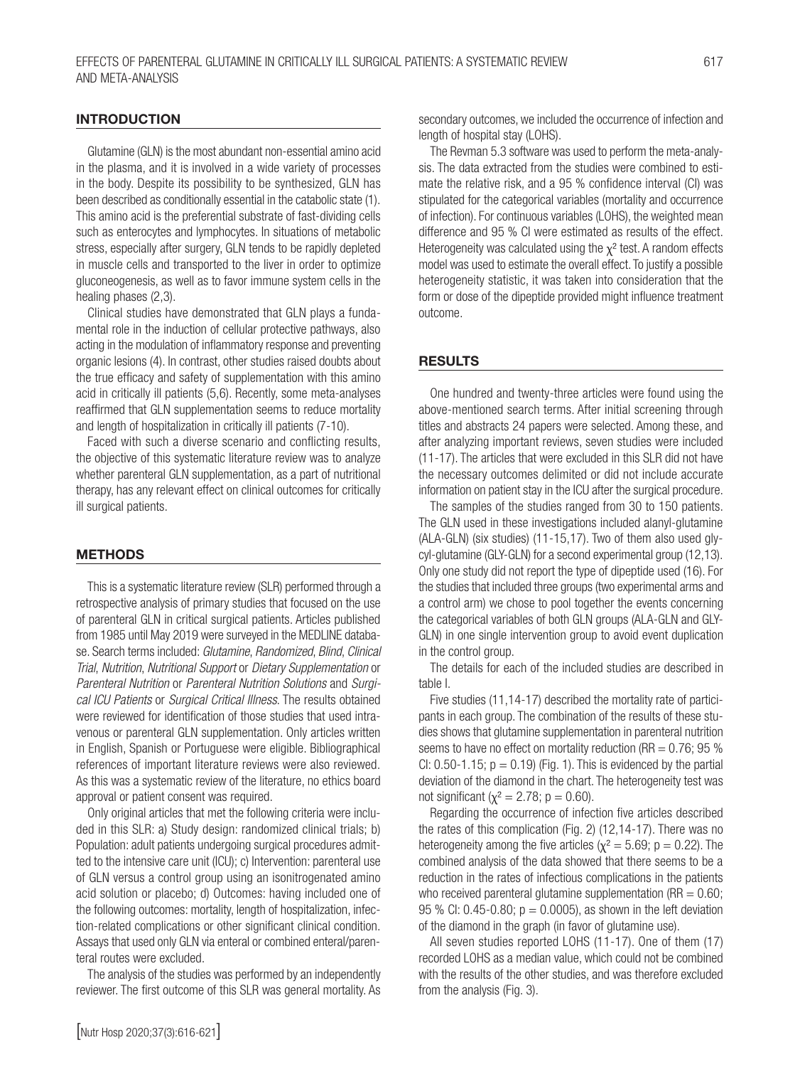## INTRODUCTION

Glutamine (GLN) is the most abundant non-essential amino acid in the plasma, and it is involved in a wide variety of processes in the body. Despite its possibility to be synthesized, GLN has been described as conditionally essential in the catabolic state (1). This amino acid is the preferential substrate of fast-dividing cells such as enterocytes and lymphocytes. In situations of metabolic stress, especially after surgery, GLN tends to be rapidly depleted in muscle cells and transported to the liver in order to optimize gluconeogenesis, as well as to favor immune system cells in the healing phases (2,3).

Clinical studies have demonstrated that GLN plays a fundamental role in the induction of cellular protective pathways, also acting in the modulation of inflammatory response and preventing organic lesions (4). In contrast, other studies raised doubts about the true efficacy and safety of supplementation with this amino acid in critically ill patients (5,6). Recently, some meta-analyses reaffirmed that GLN supplementation seems to reduce mortality and length of hospitalization in critically ill patients (7-10).

Faced with such a diverse scenario and conflicting results, the objective of this systematic literature review was to analyze whether parenteral GLN supplementation, as a part of nutritional therapy, has any relevant effect on clinical outcomes for critically ill surgical patients.

## METHODS

This is a systematic literature review (SLR) performed through a retrospective analysis of primary studies that focused on the use of parenteral GLN in critical surgical patients. Articles published from 1985 until May 2019 were surveyed in the MEDLINE database. Search terms included: *Glutamine*, *Randomized*, *Blind*, *Clinical Trial*, *Nutrition*, *Nutritional Support* or *Dietary Supplementation* or *Parenteral Nutrition* or *Parenteral Nutrition Solutions* and *Surgical ICU Patients* or *Surgical Critical Illness*. The results obtained were reviewed for identification of those studies that used intravenous or parenteral GLN supplementation. Only articles written in English, Spanish or Portuguese were eligible. Bibliographical references of important literature reviews were also reviewed. As this was a systematic review of the literature, no ethics board approval or patient consent was required.

Only original articles that met the following criteria were included in this SLR: a) Study design: randomized clinical trials; b) Population: adult patients undergoing surgical procedures admitted to the intensive care unit (ICU); c) Intervention: parenteral use of GLN versus a control group using an isonitrogenated amino acid solution or placebo; d) Outcomes: having included one of the following outcomes: mortality, length of hospitalization, infection-related complications or other significant clinical condition. Assays that used only GLN via enteral or combined enteral/parenteral routes were excluded.

The analysis of the studies was performed by an independently reviewer. The first outcome of this SLR was general mortality. As secondary outcomes, we included the occurrence of infection and length of hospital stay (LOHS).

The Revman 5.3 software was used to perform the meta-analysis. The data extracted from the studies were combined to estimate the relative risk, and a 95 % confidence interval (CI) was stipulated for the categorical variables (mortality and occurrence of infection). For continuous variables (LOHS), the weighted mean difference and 95 % CI were estimated as results of the effect. Heterogeneity was calculated using the $\chi^2$ test. A random effects model was used to estimate the overall effect. To justify a possible heterogeneity statistic, it was taken into consideration that the form or dose of the dipeptide provided might influence treatment outcome.

## RESULTS

One hundred and twenty-three articles were found using the above-mentioned search terms. After initial screening through titles and abstracts 24 papers were selected. Among these, and after analyzing important reviews, seven studies were included (11-17). The articles that were excluded in this SLR did not have the necessary outcomes delimited or did not include accurate information on patient stay in the ICU after the surgical procedure.

The samples of the studies ranged from 30 to 150 patients. The GLN used in these investigations included alanyl-glutamine (ALA-GLN) (six studies) (11-15,17). Two of them also used glycyl-glutamine (GLY-GLN) for a second experimental group (12,13). Only one study did not report the type of dipeptide used (16). For the studies that included three groups (two experimental arms and a control arm) we chose to pool together the events concerning the categorical variables of both GLN groups (ALA-GLN and GLY-GLN) in one single intervention group to avoid event duplication in the control group.

The details for each of the included studies are described in table I.

Five studies (11,14-17) described the mortality rate of participants in each group. The combination of the results of these studies shows that glutamine supplementation in parenteral nutrition seems to have no effect on mortality reduction (RR = 0.76; 95 % CI: 0.50-1.15; $p = 0.19$) (Fig. 1). This is evidenced by the partial deviation of the diamond in the chart. The heterogeneity test was not significant ($\chi^2 = 2.78$; $p = 0.60$).

Regarding the occurrence of infection five articles described the rates of this complication (Fig. 2) (12,14-17). There was no heterogeneity among the five articles ($\chi^2 = 5.69$; $p = 0.22$). The combined analysis of the data showed that there seems to be a reduction in the rates of infectious complications in the patients who received parenteral glutamine supplementation (RR = 0.60; 95 % CI: 0.45-0.80; $p = 0.0005$), as shown in the left deviation of the diamond in the graph (in favor of glutamine use).

All seven studies reported LOHS (11-17). One of them (17) recorded LOHS as a median value, which could not be combined with the results of the other studies, and was therefore excluded from the analysis (Fig. 3).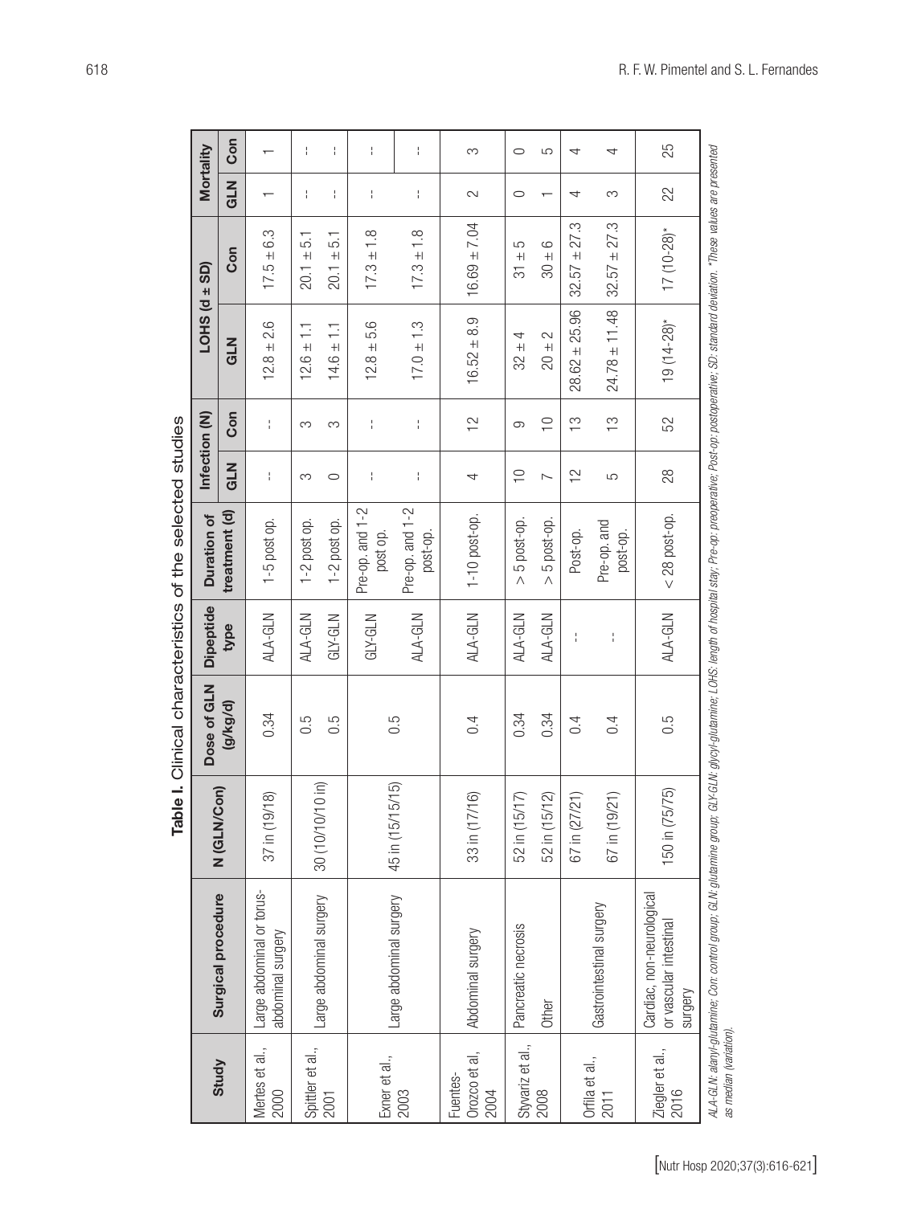**Table I.** Clinical characteristics of the selected studies

| Study | Surgical procedure | N (GLN/Con) | Dose of GLN (g/kg/d) | Dipeptide type | Duration of treatment (d) | Infection (N) | | LOHS (d ± SD) | | Mortality | |
|---|---|---|---|---|---|---|---|---|---|---|---|
| | | | | | | GLN | Con | GLN | Con | GLN | Con |
| Mertes et al., 2000 | Large abdominal or torus-abdominal surgery | 37 in (19/18) | 0.34 | ALA-GLN | 1-5 post op. | -- | -- | 12.8 ± 2.6 | 17.5 ± 6.3 | 1 | 1 |
| Spittler et al., 2001 | Large abdominal surgery | 30 (10/10/10 in) | 0.5 | ALA-GLN | 1-2 post op. | 3 | 3 | 12.6 ± 1.1 | 20.1 ± 5.1 | -- | -- |
| | | | 0.5 | GLY-GLN | 1-2 post op. | 0 | 3 | 14.6 ± 1.1 | 20.1 ± 5.1 | -- | -- |
| Exner et al., 2003 | Large abdominal surgery | 45 in (15/15/15) | 0.5 | GLY-GLN | Pre-op. and 1-2 post op. | -- | -- | 12.8 ± 5.6 | 17.3 ± 1.8 | -- | -- |
| | | | | ALA-GLN | Pre-op. and 1-2 post-op. | -- | -- | 17.0 ± 1.3 | 17.3 ± 1.8 | -- | -- |
| Fuentes-Orozco et al, 2004 | Abdominal surgery | 33 in (17/16) | 0.4 | ALA-GLN | 1-10 post-op. | 4 | 12 | 16.52 ± 8.9 | 16.69 ± 7.04 | 2 | 3 |
| Stywariz et al., 2008 | Pancreatic necrosis | 52 in (15/17) | 0.34 | ALA-GLN | > 5 post-op. | 10 | 9 | 32 ± 4 | 31 ± 5 | 0 | 0 |
| | Other | 52 in (15/12) | 0.34 | ALA-GLN | > 5 post-op. | 7 | 10 | 20 ± 2 | 30 ± 6 | 1 | 5 |
| Orfila et al., 2011 | Gastrointestinal surgery | 67 in (27/21) | 0.4 | -- | Post-op. | 12 | 13 | 28.62 ± 25.96 | 32.57 ± 27.3 | 4 | 4 |
| | | 67 in (19/21) | 0.4 | -- | Pre-op. and post-op. | 5 | 13 | 24.78 ± 11.48 | 32.57 ± 27.3 | 3 | 4 |
| Ziegler et al., 2016 | Cardiac, non-neurological or vascular intestinal surgery | 150 in (75/75) | 0.5 | ALA-GLN | < 28 post-op. | 28 | 52 | 19 (14-28)* | 17 (10-28)* | 22 | 25 |

*ALA-GLN: alanyl-glutamine; Con: control group; GLN: glutamine group; GLY-GLN: glycyl-glutamine; LOHS: length of hospital stay; Pre-op: preoperative; Post-op: postoperative; SD: standard deviation. \*These values are presented as median (variation).*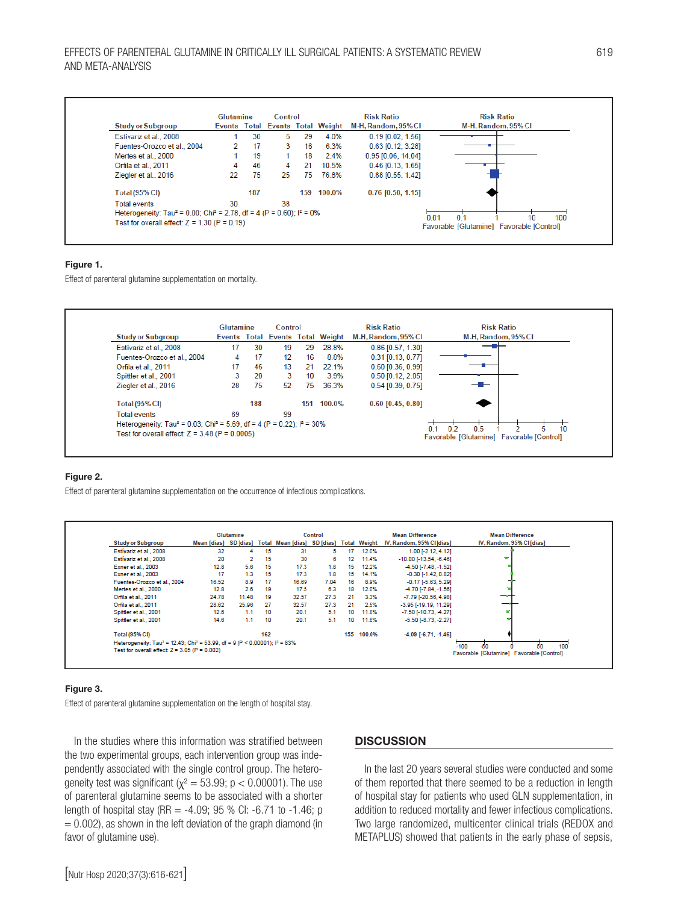| Study or Subgroup | Glutamine Events | Glutamine Total | Control Events | Control Total | Weight | Risk Ratio M-H, Random, 95% CI |
|---|---|---|---|---|---|---|
| Estívariz et al., 2008 | 1 | 30 | 5 | 29 | 4.0% | 0.19 [0.02, 1.56] |
| Fuentes-Orozco et al., 2004 | 2 | 17 | 3 | 16 | 6.3% | 0.63 [0.12, 3.28] |
| Mertes et al., 2000 | 1 | 19 | 1 | 18 | 2.4% | 0.95 [0.06, 14.04] |
| Orfila et al., 2011 | 4 | 46 | 4 | 21 | 10.5% | 0.46 [0.13, 1.65] |
| Ziegler et al., 2016 | 22 | 75 | 25 | 75 | 76.8% | 0.88 [0.55, 1.42] |
| **Total (95% CI)** | | **187** | | **159** | **100.0%** | **0.76 [0.50, 1.15]** |
| Total events | 30 | | 38 | | | |

Heterogeneity: Tau² = 0.00; Chi² = 2.78, df = 4 (P = 0.60); I² = 0%
Test for overall effect: Z = 1.30 (P = 0.19)

Favorable [Glutamine] Favorable [Control]

**Figure 1.**

Effect of parenteral glutamine supplementation on mortality.

| Study or Subgroup | Glutamine Events | Glutamine Total | Control Events | Control Total | Weight | Risk Ratio M-H, Random, 95% CI |
|---|---|---|---|---|---|---|
| Estívariz et al., 2008 | 17 | 30 | 19 | 29 | 28.8% | 0.86 [0.57, 1.30] |
| Fuentes-Orozco et al., 2004 | 4 | 17 | 12 | 16 | 8.8% | 0.31 [0.13, 0.77] |
| Orfila et al., 2011 | 17 | 46 | 13 | 21 | 22.1% | 0.60 [0.36, 0.99] |
| Spittler et al., 2001 | 3 | 20 | 3 | 10 | 3.9% | 0.50 [0.12, 2.05] |
| Ziegler et al., 2016 | 28 | 75 | 52 | 75 | 36.3% | 0.54 [0.39, 0.75] |
| **Total (95% CI)** | | **188** | | **151** | **100.0%** | **0.60 [0.45, 0.80]** |
| Total events | 69 | | 99 | | | |

Heterogeneity: Tau² = 0.03; Chi² = 5.69, df = 4 (P = 0.22); I² = 30%
Test for overall effect: Z = 3.48 (P = 0.0005)

Favorable [Glutamine] Favorable [Control]

**Figure 2.**

Effect of parenteral glutamine supplementation on the occurrence of infectious complications.

| Study or Subgroup | Glutamine Mean [dias] | Glutamine SD [dias] | Glutamine Total | Control Mean [dias] | Control SD [dias] | Control Total | Weight | Mean Difference IV, Random, 95% CI [dias] |
|---|---|---|---|---|---|---|---|---|
| Estívariz et al., 2008 | 32 | 4 | 15 | 31 | 5 | 17 | 12.0% | 1.00 [-2.12, 4.12] |
| Estívariz et al., 2008 | 20 | 2 | 15 | 30 | 6 | 12 | 11.4% | -10.00 [-13.54, -6.46] |
| Exner et al., 2003 | 12.8 | 5.6 | 15 | 17.3 | 1.8 | 15 | 12.2% | -4.50 [-7.48, -1.52] |
| Exner et al., 2003 | 17 | 1.3 | 15 | 17.3 | 1.8 | 15 | 14.1% | -0.30 [-1.42, 0.82] |
| Fuentes-Orozco et al., 2004 | 16.52 | 8.9 | 17 | 16.69 | 7.04 | 16 | 8.8% | -0.17 [-5.63, 5.29] |
| Mertes et al., 2000 | 12.8 | 2.6 | 19 | 17.5 | 6.3 | 18 | 12.0% | -4.70 [-7.84, -1.56] |
| Orfila et al., 2011 | 24.78 | 11.48 | 19 | 32.57 | 27.3 | 21 | 3.3% | -7.79 [-20.56, 4.98] |
| Orfila et al., 2011 | 28.62 | 25.96 | 27 | 32.57 | 27.3 | 21 | 2.5% | -3.95 [-19.19, 11.29] |
| Spittler et al., 2001 | 12.6 | 1.1 | 10 | 20.1 | 5.1 | 10 | 11.8% | -7.50 [-10.73, -4.27] |
| Spittler et al., 2001 | 14.6 | 1.1 | 10 | 20.1 | 5.1 | 10 | 11.8% | -5.50 [-8.73, -2.27] |
| **Total (95% CI)** | | | **162** | | | **155** | **100.0%** | **-4.09 [-6.71, -1.46]** |

Heterogeneity: Tau² = 12.43; Chi² = 53.99, df = 9 (P < 0.00001); I² = 83%
Test for overall effect: Z = 3.05 (P = 0.002)

Favorable [Glutamine] Favorable [Control]

**Figure 3.**

Effect of parenteral glutamine supplementation on the length of hospital stay.

In the studies where this information was stratified between the two experimental groups, each intervention group was independently associated with the single control group. The heterogeneity test was significant ($\chi^2 = 53.99$; $p < 0.00001$). The use of parenteral glutamine seems to be associated with a shorter length of hospital stay (RR = -4.09; 95 % CI: -6.71 to -1.46; p = 0.002), as shown in the left deviation of the graph diamond (in favor of glutamine use).

## DISCUSSION

In the last 20 years several studies were conducted and some of them reported that there seemed to be a reduction in length of hospital stay for patients who used GLN supplementation, in addition to reduced mortality and fewer infectious complications. Two large randomized, multicenter clinical trials (REDOX and METAPLUS) showed that patients in the early phase of sepsis,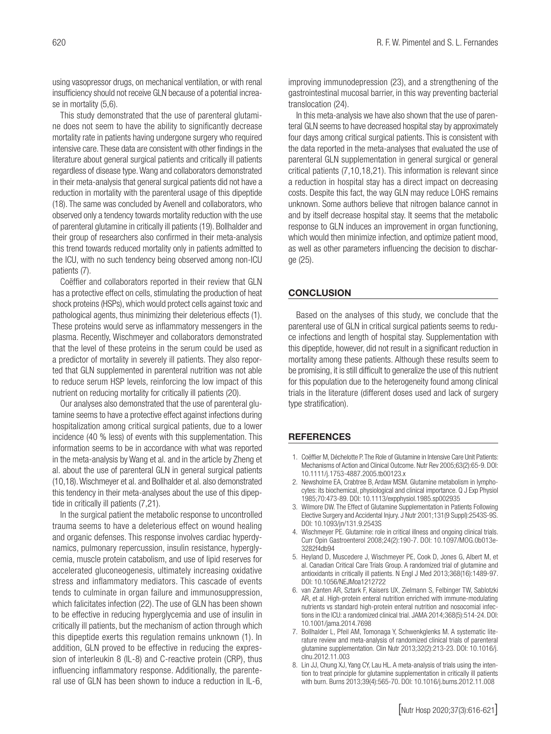using vasopressor drugs, on mechanical ventilation, or with renal insufficiency should not receive GLN because of a potential increase in mortality (5,6).

This study demonstrated that the use of parenteral glutamine does not seem to have the ability to significantly decrease mortality rate in patients having undergone surgery who required intensive care. These data are consistent with other findings in the literature about general surgical patients and critically ill patients regardless of disease type. Wang and collaborators demonstrated in their meta-analysis that general surgical patients did not have a reduction in mortality with the parenteral usage of this dipeptide (18). The same was concluded by Avenell and collaborators, who observed only a tendency towards mortality reduction with the use of parenteral glutamine in critically ill patients (19). Bollhalder and their group of researchers also confirmed in their meta-analysis this trend towards reduced mortality only in patients admitted to the ICU, with no such tendency being observed among non-ICU patients (7).

Coëffier and collaborators reported in their review that GLN has a protective effect on cells, stimulating the production of heat shock proteins (HSPs), which would protect cells against toxic and pathological agents, thus minimizing their deleterious effects (1). These proteins would serve as inflammatory messengers in the plasma. Recently, Wischmeyer and collaborators demonstrated that the level of these proteins in the serum could be used as a predictor of mortality in severely ill patients. They also reported that GLN supplemented in parenteral nutrition was not able to reduce serum HSP levels, reinforcing the low impact of this nutrient on reducing mortality for critically ill patients (20).

Our analyses also demonstrated that the use of parenteral glutamine seems to have a protective effect against infections during hospitalization among critical surgical patients, due to a lower incidence (40 % less) of events with this supplementation. This information seems to be in accordance with what was reported in the meta-analysis by Wang et al. and in the article by Zheng et al. about the use of parenteral GLN in general surgical patients (10,18). Wischmeyer et al. and Bollhalder et al. also demonstrated this tendency in their meta-analyses about the use of this dipeptide in critically ill patients (7,21).

In the surgical patient the metabolic response to uncontrolled trauma seems to have a deleterious effect on wound healing and organic defenses. This response involves cardiac hyperdynamics, pulmonary repercussion, insulin resistance, hyperglycemia, muscle protein catabolism, and use of lipid reserves for accelerated gluconeogenesis, ultimately increasing oxidative stress and inflammatory mediators. This cascade of events tends to culminate in organ failure and immunosuppression, which falicitates infection (22). The use of GLN has been shown to be effective in reducing hyperglycemia and use of insulin in critically ill patients, but the mechanism of action through which this dipeptide exerts this regulation remains unknown (1). In addition, GLN proved to be effective in reducing the expression of interleukin 8 (IL-8) and C-reactive protein (CRP), thus influencing inflammatory response. Additionally, the parenteral use of GLN has been shown to induce a reduction in IL-6, improving immunodepression (23), and a strengthening of the gastrointestinal mucosal barrier, in this way preventing bacterial translocation (24).

In this meta-analysis we have also shown that the use of parenteral GLN seems to have decreased hospital stay by approximately four days among critical surgical patients. This is consistent with the data reported in the meta-analyses that evaluated the use of parenteral GLN supplementation in general surgical or general critical patients (7,10,18,21). This information is relevant since a reduction in hospital stay has a direct impact on decreasing costs. Despite this fact, the way GLN may reduce LOHS remains unknown. Some authors believe that nitrogen balance cannot in and by itself decrease hospital stay. It seems that the metabolic response to GLN induces an improvement in organ functioning, which would then minimize infection, and optimize patient mood, as well as other parameters influencing the decision to discharge (25).

## CONCLUSION

Based on the analyses of this study, we conclude that the parenteral use of GLN in critical surgical patients seems to reduce infections and length of hospital stay. Supplementation with this dipeptide, however, did not result in a significant reduction in mortality among these patients. Although these results seem to be promising, it is still difficult to generalize the use of this nutrient for this population due to the heterogeneity found among clinical trials in the literature (different doses used and lack of surgery type stratification).

## REFERENCES

1. Coëffier M, Déchelotte P. The Role of Glutamine in Intensive Care Unit Patients: Mechanisms of Action and Clinical Outcome. Nutr Rev 2005;63(2):65-9. DOI: 10.1111/j.1753-4887.2005.tb00123.x
2. Newsholme EA, Crabtree B, Ardaw MSM. Glutamine metabolism in lymphocytes: its biochemical, physiological and clinical importance. Q J Exp Physiol 1985;70:473-89. DOI: 10.1113/expphysiol.1985.sp002935
3. Wilmore DW. The Effect of Glutamine Supplementation in Patients Following Elective Surgery and Accidental Injury. J Nutr 2001;131(9 Suppl):2543S-9S. DOI: 10.1093/jn/131.9.2543S
4. Wischmeyer PE. Glutamine: role in critical illness and ongoing clinical trials. Curr Opin Gastroenterol 2008;24(2):190-7. DOI: 10.1097/MOG.0b013e3282f4db94
5. Heyland D, Muscedere J, Wischmeyer PE, Cook D, Jones G, Albert M, et al. Canadian Critical Care Trials Group. A randomized trial of glutamine and antioxidants in critically ill patients. N Engl J Med 2013;368(16):1489-97. DOI: 10.1056/NEJMoa1212722
6. van Zanten AR, Sztark F, Kaisers UX, Zielmann S, Felbinger TW, Sablotzki AR, et al. High-protein enteral nutrition enriched with immune-modulating nutrients vs standard high-protein enteral nutrition and nosocomial infections in the ICU: a randomized clinical trial. JAMA 2014;368(5):514-24. DOI: 10.1001/jama.2014.7698
7. Bollhalder L, Pfeil AM, Tomonaga Y, Schwenkglenks M. A systematic literature review and meta-analysis of randomized clinical trials of parenteral glutamine supplementation. Clin Nutr 2013;32(2):213-23. DOI: 10.1016/j.clnu.2012.11.003
8. Lin JJ, Chung XJ, Yang CY, Lau HL. A meta-analysis of trials using the intention to treat principle for glutamine supplementation in critically ill patients with burn. Burns 2013;39(4):565-70. DOI: 10.1016/j.burns.2012.11.008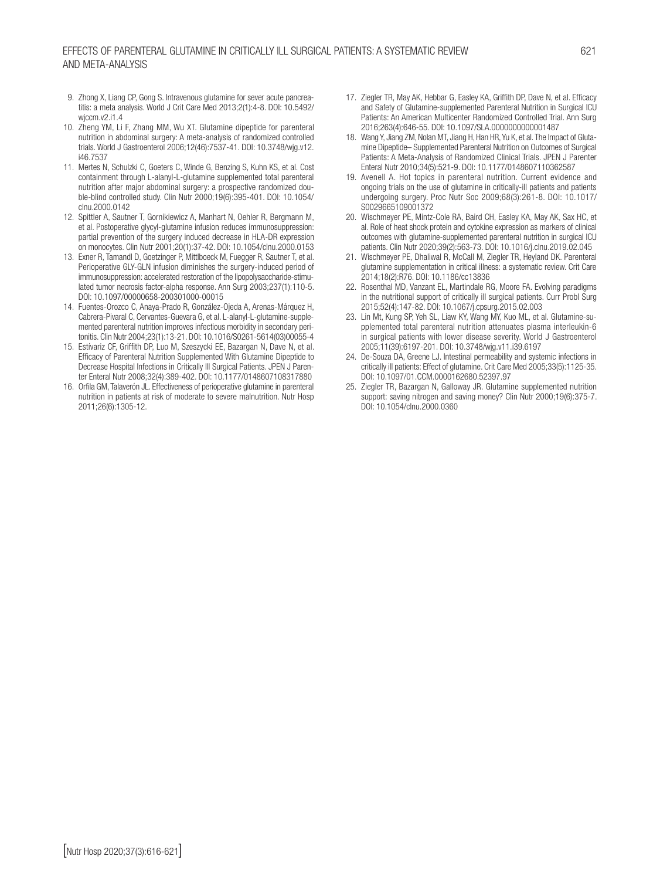9. Zhong X, Liang CP, Gong S. Intravenous glutamine for sever acute pancreatitis: a meta analysis. World J Crit Care Med 2013;2(1):4-8. DOI: 10.5492/wjccm.v2.i1.4
10. Zheng YM, Li F, Zhang MM, Wu XT. Glutamine dipeptide for parenteral nutrition in abdominal surgery: A meta-analysis of randomized controlled trials. World J Gastroenterol 2006;12(46):7537-41. DOI: 10.3748/wjg.v12.i46.7537
11. Mertes N, Schulzki C, Goeters C, Winde G, Benzing S, Kuhn KS, et al. Cost containment through L-alanyl-L-glutamine supplemented total parenteral nutrition after major abdominal surgery: a prospective randomized double-blind controlled study. Clin Nutr 2000;19(6):395-401. DOI: 10.1054/clnu.2000.0142
12. Spittler A, Sautner T, Gornikiewicz A, Manhart N, Oehler R, Bergmann M, et al. Postoperative glycyl-glutamine infusion reduces immunosuppression: partial prevention of the surgery induced decrease in HLA-DR expression on monocytes. Clin Nutr 2001;20(1):37-42. DOI: 10.1054/clnu.2000.0153
13. Exner R, Tamandl D, Goetzinger P, Mittlboeck M, Fuegger R, Sautner T, et al. Perioperative GLY-GLN infusion diminishes the surgery-induced period of immunosuppression: accelerated restoration of the lipopolysaccharide-stimulated tumor necrosis factor-alpha response. Ann Surg 2003;237(1):110-5. DOI: 10.1097/00000658-200301000-00015
14. Fuentes-Orozco C, Anaya-Prado R, González-Ojeda A, Arenas-Márquez H, Cabrera-Pivaral C, Cervantes-Guevara G, et al. L-alanyl-L-glutamine-supplemented parenteral nutrition improves infectious morbidity in secondary peritonitis. Clin Nutr 2004;23(1):13-21. DOI: 10.1016/S0261-5614(03)00055-4
15. Estívariz CF, Griffith DP, Luo M, Szeszycki EE, Bazargan N, Dave N, et al. Efficacy of Parenteral Nutrition Supplemented With Glutamine Dipeptide to Decrease Hospital Infections in Critically Ill Surgical Patients. JPEN J Parenter Enteral Nutr 2008;32(4):389-402. DOI: 10.1177/0148607108317880
16. Orfila GM, Talaverón JL. Effectiveness of perioperative glutamine in parenteral nutrition in patients at risk of moderate to severe malnutrition. Nutr Hosp 2011;26(6):1305-12.
17. Ziegler TR, May AK, Hebbar G, Easley KA, Griffith DP, Dave N, et al. Efficacy and Safety of Glutamine-supplemented Parenteral Nutrition in Surgical ICU Patients: An American Multicenter Randomized Controlled Trial. Ann Surg 2016;263(4):646-55. DOI: 10.1097/SLA.0000000000001487
18. Wang Y, Jiang ZM, Nolan MT, Jiang H, Han HR, Yu K, et al. The Impact of Glutamine Dipeptide– Supplemented Parenteral Nutrition on Outcomes of Surgical Patients: A Meta-Analysis of Randomized Clinical Trials. JPEN J Parenter Enteral Nutr 2010;34(5):521-9. DOI: 10.1177/0148607110362587
19. Avenell A. Hot topics in parenteral nutrition. Current evidence and ongoing trials on the use of glutamine in critically-ill patients and patients undergoing surgery. Proc Nutr Soc 2009;68(3):261-8. DOI: 10.1017/S0029665109001372
20. Wischmeyer PE, Mintz-Cole RA, Baird CH, Easley KA, May AK, Sax HC, et al. Role of heat shock protein and cytokine expression as markers of clinical outcomes with glutamine-supplemented parenteral nutrition in surgical ICU patients. Clin Nutr 2020;39(2):563-73. DOI: 10.1016/j.clnu.2019.02.045
21. Wischmeyer PE, Dhaliwal R, McCall M, Ziegler TR, Heyland DK. Parenteral glutamine supplementation in critical illness: a systematic review. Crit Care 2014;18(2):R76. DOI: 10.1186/cc13836
22. Rosenthal MD, Vanzant EL, Martindale RG, Moore FA. Evolving paradigms in the nutritional support of critically ill surgical patients. Curr Probl Surg 2015;52(4):147-82. DOI: 10.1067/j.cpsurg.2015.02.003
23. Lin Mt, Kung SP, Yeh SL, Liaw KY, Wang MY, Kuo ML, et al. Glutamine-supplemented total parenteral nutrition attenuates plasma interleukin-6 in surgical patients with lower disease severity. World J Gastroenterol 2005;11(39):6197-201. DOI: 10.3748/wjg.v11.i39.6197
24. De-Souza DA, Greene LJ. Intestinal permeability and systemic infections in critically ill patients: Effect of glutamine. Crit Care Med 2005;33(5):1125-35. DOI: 10.1097/01.CCM.0000162680.52397.97
25. Ziegler TR, Bazargan N, Galloway JR. Glutamine supplemented nutrition support: saving nitrogen and saving money? Clin Nutr 2000;19(6):375-7. DOI: 10.1054/clnu.2000.0360